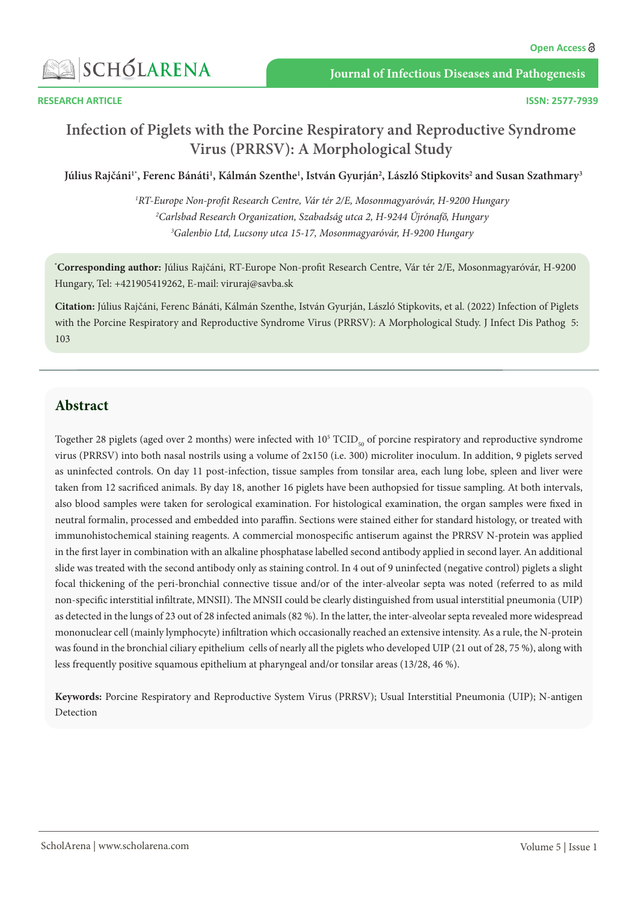RESEARCH ARTICLE

# Infection of Piglets with the Porcine Respiratory and Reproductive Syndrome Virus (PRRSV): A Morphological Study

**Július Rajčáni[1*], Ferenc Bánáti[1], Kálmán Szenthe[1], István Gyurján[2], László Stipkovits[2] and Susan Szathmary[3]**

*[1]RT-Europe Non-profit Research Centre, Vár tér 2/E, Mosonmagyaróvár, H-9200 Hungary*
*[2]Carlsbad Research Organization, Szabadság utca 2, H-9244 Újrónafő, Hungary*
*[3]Galenbio Ltd, Lucsony utca 15-17, Mosonmagyaróvár, H-9200 Hungary*

[*]**Corresponding author:** Július Rajčáni, RT-Europe Non-profit Research Centre, Vár tér 2/E, Mosonmagyaróvár, H-9200 Hungary, Tel: +421905419262, E-mail: viruraj@savba.sk

**Citation:** Július Rajčáni, Ferenc Bánáti, Kálmán Szenthe, István Gyurján, László Stipkovits, et al. (2022) Infection of Piglets with the Porcine Respiratory and Reproductive Syndrome Virus (PRRSV): A Morphological Study. J Infect Dis Pathog 5: 103

## Abstract

Together 28 piglets (aged over 2 months) were infected with $10^5$ $TCID_{50}$ of porcine respiratory and reproductive syndrome virus (PRRSV) into both nasal nostrils using a volume of 2x150 (i.e. 300) microliter inoculum. In addition, 9 piglets served as uninfected controls. On day 11 post-infection, tissue samples from tonsilar area, each lung lobe, spleen and liver were taken from 12 sacrificed animals. By day 18, another 16 piglets have been authopsied for tissue sampling. At both intervals, also blood samples were taken for serological examination. For histological examination, the organ samples were fixed in neutral formalin, processed and embedded into paraffin. Sections were stained either for standard histology, or treated with immunohistochemical staining reagents. A commercial monospecific antiserum against the PRRSV N-protein was applied in the first layer in combination with an alkaline phosphatase labelled second antibody applied in second layer. An additional slide was treated with the second antibody only as staining control. In 4 out of 9 uninfected (negative control) piglets a slight focal thickening of the peri-bronchial connective tissue and/or of the inter-alveolar septa was noted (referred to as mild non-specific interstitial infiltrate, MNSII). The MNSII could be clearly distinguished from usual interstitial pneumonia (UIP) as detected in the lungs of 23 out of 28 infected animals (82 %). In the latter, the inter-alveolar septa revealed more widespread mononuclear cell (mainly lymphocyte) infiltration which occasionally reached an extensive intensity. As a rule, the N-protein was found in the bronchial ciliary epithelium cells of nearly all the piglets who developed UIP (21 out of 28, 75 %), along with less frequently positive squamous epithelium at pharyngeal and/or tonsilar areas (13/28, 46 %).

**Keywords:** Porcine Respiratory and Reproductive System Virus (PRRSV); Usual Interstitial Pneumonia (UIP); N-antigen Detection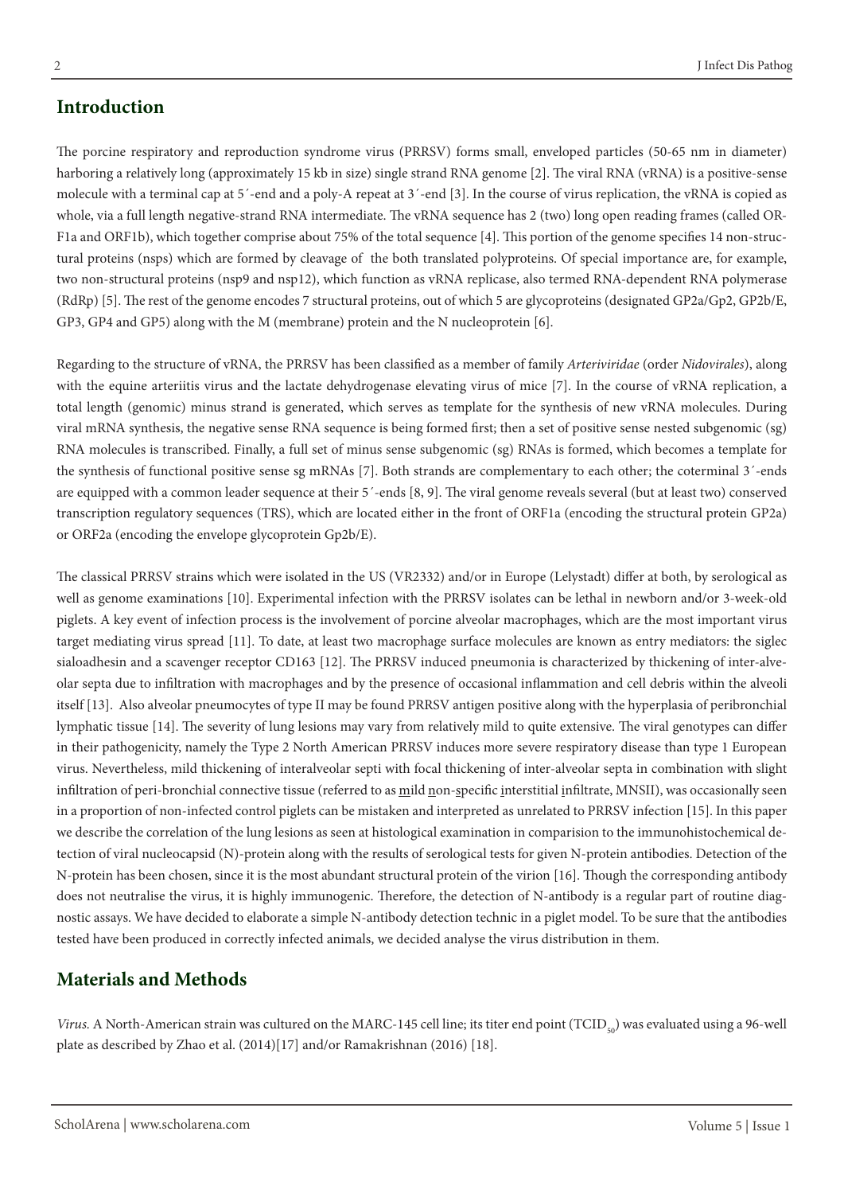## Introduction

The porcine respiratory and reproduction syndrome virus (PRRSV) forms small, enveloped particles (50-65 nm in diameter) harboring a relatively long (approximately 15 kb in size) single strand RNA genome [2]. The viral RNA (vRNA) is a positive-sense molecule with a terminal cap at 5´-end and a poly-A repeat at 3´-end [3]. In the course of virus replication, the vRNA is copied as whole, via a full length negative-strand RNA intermediate. The vRNA sequence has 2 (two) long open reading frames (called ORF1a and ORF1b), which together comprise about 75% of the total sequence [4]. This portion of the genome specifies 14 non-structural proteins (nsps) which are formed by cleavage of the both translated polyproteins. Of special importance are, for example, two non-structural proteins (nsp9 and nsp12), which function as vRNA replicase, also termed RNA-dependent RNA polymerase (RdRp) [5]. The rest of the genome encodes 7 structural proteins, out of which 5 are glycoproteins (designated GP2a/Gp2, GP2b/E, GP3, GP4 and GP5) along with the M (membrane) protein and the N nucleoprotein [6].

Regarding to the structure of vRNA, the PRRSV has been classified as a member of family *Arteriviridae* (order *Nidovirales*), along with the equine arteriitis virus and the lactate dehydrogenase elevating virus of mice [7]. In the course of vRNA replication, a total length (genomic) minus strand is generated, which serves as template for the synthesis of new vRNA molecules. During viral mRNA synthesis, the negative sense RNA sequence is being formed first; then a set of positive sense nested subgenomic (sg) RNA molecules is transcribed. Finally, a full set of minus sense subgenomic (sg) RNAs is formed, which becomes a template for the synthesis of functional positive sense sg mRNAs [7]. Both strands are complementary to each other; the coterminal 3´-ends are equipped with a common leader sequence at their 5´-ends [8, 9]. The viral genome reveals several (but at least two) conserved transcription regulatory sequences (TRS), which are located either in the front of ORF1a (encoding the structural protein GP2a) or ORF2a (encoding the envelope glycoprotein Gp2b/E).

The classical PRRSV strains which were isolated in the US (VR2332) and/or in Europe (Lelystadt) differ at both, by serological as well as genome examinations [10]. Experimental infection with the PRRSV isolates can be lethal in newborn and/or 3-week-old piglets. A key event of infection process is the involvement of porcine alveolar macrophages, which are the most important virus target mediating virus spread [11]. To date, at least two macrophage surface molecules are known as entry mediators: the siglec sialoadhesin and a scavenger receptor CD163 [12]. The PRRSV induced pneumonia is characterized by thickening of inter-alveolar septa due to infiltration with macrophages and by the presence of occasional inflammation and cell debris within the alveoli itself [13]. Also alveolar pneumocytes of type II may be found PRRSV antigen positive along with the hyperplasia of peribronchial lymphatic tissue [14]. The severity of lung lesions may vary from relatively mild to quite extensive. The viral genotypes can differ in their pathogenicity, namely the Type 2 North American PRRSV induces more severe respiratory disease than type 1 European virus. Nevertheless, mild thickening of interalveolar septi with focal thickening of inter-alveolar septa in combination with slight infiltration of peri-bronchial connective tissue (referred to as mild non-specific interstitial infiltrate, MNSII), was occasionally seen in a proportion of non-infected control piglets can be mistaken and interpreted as unrelated to PRRSV infection [15]. In this paper we describe the correlation of the lung lesions as seen at histological examination in comparision to the immunohistochemical detection of viral nucleocapsid (N)-protein along with the results of serological tests for given N-protein antibodies. Detection of the N-protein has been chosen, since it is the most abundant structural protein of the virion [16]. Though the corresponding antibody does not neutralise the virus, it is highly immunogenic. Therefore, the detection of N-antibody is a regular part of routine diagnostic assays. We have decided to elaborate a simple N-antibody detection technic in a piglet model. To be sure that the antibodies tested have been produced in correctly infected animals, we decided analyse the virus distribution in them.

## Materials and Methods

*Virus.* A North-American strain was cultured on the MARC-145 cell line; its titer end point ($TCID_{50}$) was evaluated using a 96-well plate as described by Zhao et al. (2014)[17] and/or Ramakrishnan (2016) [18].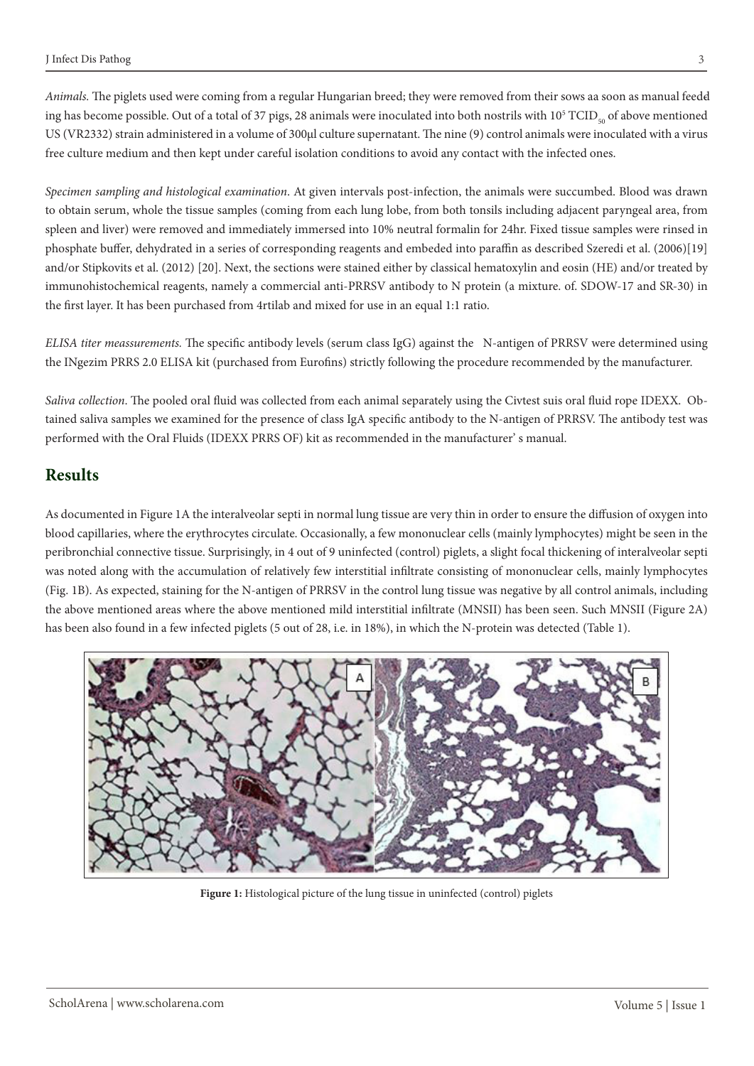*Animals.* The piglets used were coming from a regular Hungarian breed; they were removed from their sows aa soon as manual feedd ing has become possible. Out of a total of 37 pigs, 28 animals were inoculated into both nostrils with $10^5$ $TCID_{50}$ of above mentioned US (VR2332) strain administered in a volume of 300µl culture supernatant. The nine (9) control animals were inoculated with a virus free culture medium and then kept under careful isolation conditions to avoid any contact with the infected ones.

*Specimen sampling and histological examination.* At given intervals post-infection, the animals were succumbed. Blood was drawn to obtain serum, whole the tissue samples (coming from each lung lobe, from both tonsils including adjacent paryngeal area, from spleen and liver) were removed and immediately immersed into 10% neutral formalin for 24hr. Fixed tissue samples were rinsed in phosphate buffer, dehydrated in a series of corresponding reagents and embeded into paraffin as described Szeredi et al. (2006)[19] and/or Stipkovits et al. (2012) [20]. Next, the sections were stained either by classical hematoxylin and eosin (HE) and/or treated by immunohistochemical reagents, namely a commercial anti-PRRSV antibody to N protein (a mixture. of. SDOW-17 and SR-30) in the first layer. It has been purchased from 4rtilab and mixed for use in an equal 1:1 ratio.

*ELISA titer meassurements.* The specific antibody levels (serum class IgG) against the N-antigen of PRRSV were determined using the INgezim PRRS 2.0 ELISA kit (purchased from Eurofins) strictly following the procedure recommended by the manufacturer.

*Saliva collection.* The pooled oral fluid was collected from each animal separately using the Civtest suis oral fluid rope IDEXX. Obtained saliva samples we examined for the presence of class IgA specific antibody to the N-antigen of PRRSV. The antibody test was performed with the Oral Fluids (IDEXX PRRS OF) kit as recommended in the manufacturer' s manual.

## Results

As documented in Figure 1A the interalveolar septi in normal lung tissue are very thin in order to ensure the diffusion of oxygen into blood capillaries, where the erythrocytes circulate. Occasionally, a few mononuclear cells (mainly lymphocytes) might be seen in the peribronchial connective tissue. Surprisingly, in 4 out of 9 uninfected (control) piglets, a slight focal thickening of interalveolar septi was noted along with the accumulation of relatively few interstitial infiltrate consisting of mononuclear cells, mainly lymphocytes (Fig. 1B). As expected, staining for the N-antigen of PRRSV in the control lung tissue was negative by all control animals, including the above mentioned areas where the above mentioned mild interstitial infiltrate (MNSII) has been seen. Such MNSII (Figure 2A) has been also found in a few infected piglets (5 out of 28, i.e. in 18%), in which the N-protein was detected (Table 1).

**Figure 1:** Histological picture of the lung tissue in uninfected (control) piglets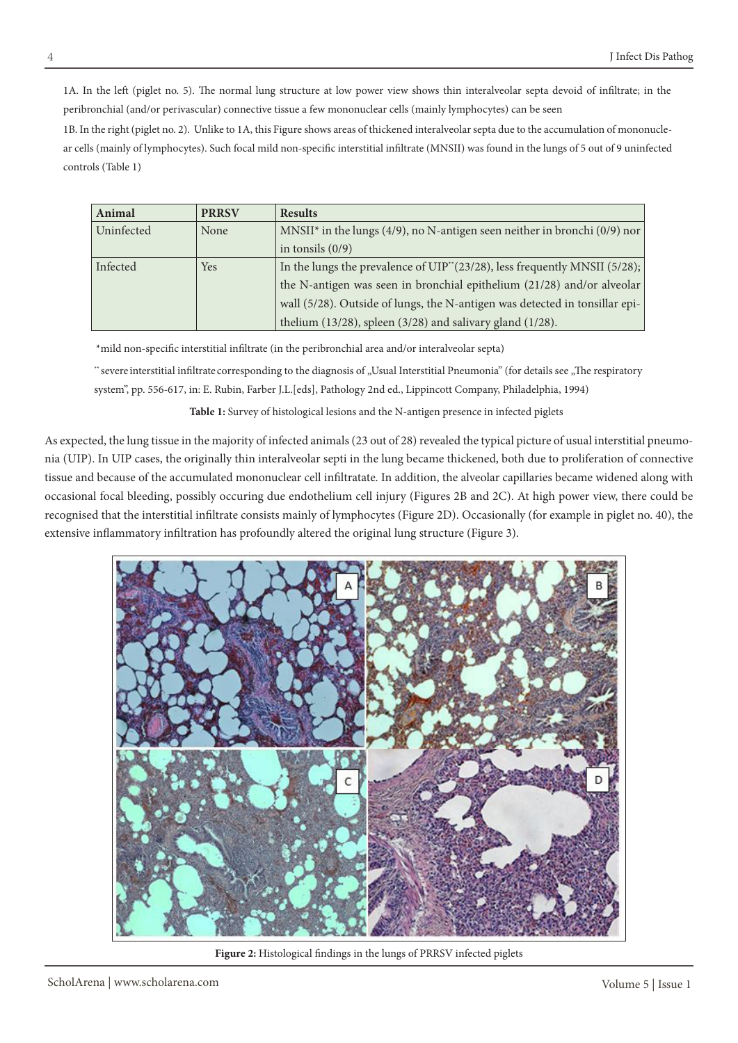1A. In the left (piglet no. 5). The normal lung structure at low power view shows thin interalveolar septa devoid of infiltrate; in the peribronchial (and/or perivascular) connective tissue a few mononuclear cells (mainly lymphocytes) can be seen

1B. In the right (piglet no. 2). Unlike to 1A, this Figure shows areas of thickened interalveolar septa due to the accumulation of mononuclear cells (mainly of lymphocytes). Such focal mild non-specific interstitial infiltrate (MNSII) was found in the lungs of 5 out of 9 uninfected controls (Table 1)

| Animal | PRRSV | Results |
|---|---|---|
| Uninfected | None | MNSII* in the lungs (4/9), no N-antigen seen neither in bronchi (0/9) nor in tonsils (0/9) |
| Infected | Yes | In the lungs the prevalence of UIP** (23/28), less frequently MNSII (5/28); the N-antigen was seen in bronchial epithelium (21/28) and/or alveolar wall (5/28). Outside of lungs, the N-antigen was detected in tonsillar epithelium (13/28), spleen (3/28) and salivary gland (1/28). |

*mild non-specific interstitial infiltrate (in the peribronchial area and/or interalveolar septa)

** severe interstitial infiltrate corresponding to the diagnosis of „Usual Interstitial Pneumonia" (for details see „The respiratory system", pp. 556-617, in: E. Rubin, Farber J.L.[eds], Pathology 2nd ed., Lippincott Company, Philadelphia, 1994)

**Table 1:** Survey of histological lesions and the N-antigen presence in infected piglets

As expected, the lung tissue in the majority of infected animals (23 out of 28) revealed the typical picture of usual interstitial pneumonia (UIP). In UIP cases, the originally thin interalveolar septi in the lung became thickened, both due to proliferation of connective tissue and because of the accumulated mononuclear cell infiltratate. In addition, the alveolar capillaries became widened along with occasional focal bleeding, possibly occuring due endothelium cell injury (Figures 2B and 2C). At high power view, there could be recognised that the interstitial infiltrate consists mainly of lymphocytes (Figure 2D). Occasionally (for example in piglet no. 40), the extensive inflammatory infiltration has profoundly altered the original lung structure (Figure 3).

**Figure 2:** Histological findings in the lungs of PRRSV infected piglets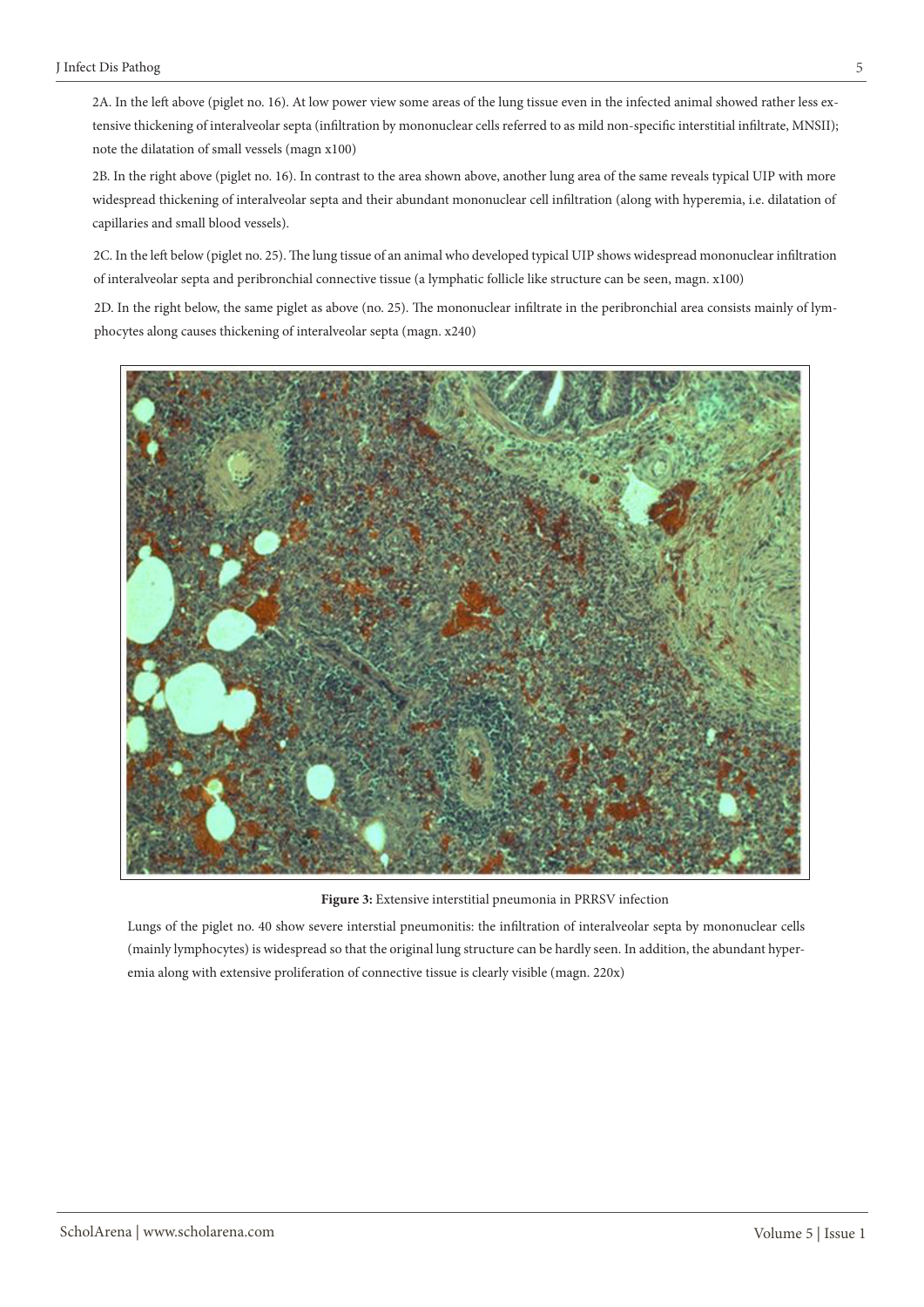2A. In the left above (piglet no. 16). At low power view some areas of the lung tissue even in the infected animal showed rather less extensive thickening of interalveolar septa (infiltration by mononuclear cells referred to as mild non-specific interstitial infiltrate, MNSII); note the dilatation of small vessels (magn x100)

2B. In the right above (piglet no. 16). In contrast to the area shown above, another lung area of the same reveals typical UIP with more widespread thickening of interalveolar septa and their abundant mononuclear cell infiltration (along with hyperemia, i.e. dilatation of capillaries and small blood vessels).

2C. In the left below (piglet no. 25). The lung tissue of an animal who developed typical UIP shows widespread mononuclear infiltration of interalveolar septa and peribronchial connective tissue (a lymphatic follicle like structure can be seen, magn. x100)

2D. In the right below, the same piglet as above (no. 25). The mononuclear infiltrate in the peribronchial area consists mainly of lymphocytes along causes thickening of interalveolar septa (magn. x240)

**Figure 3:** Extensive interstitial pneumonia in PRRSV infection

Lungs of the piglet no. 40 show severe interstial pneumonitis: the infiltration of interalveolar septa by mononuclear cells (mainly lymphocytes) is widespread so that the original lung structure can be hardly seen. In addition, the abundant hyperemia along with extensive proliferation of connective tissue is clearly visible (magn. 220x)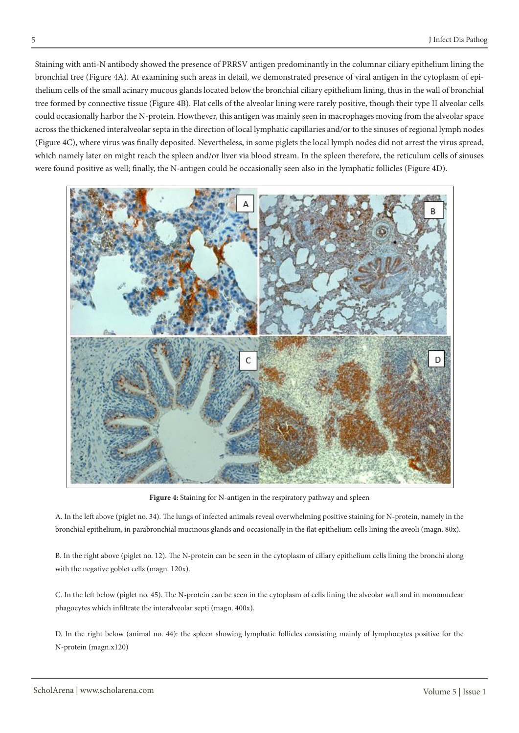Staining with anti-N antibody showed the presence of PRRSV antigen predominantly in the columnar ciliary epithelium lining the bronchial tree (Figure 4A). At examining such areas in detail, we demonstrated presence of viral antigen in the cytoplasm of epithelium cells of the small acinary mucous glands located below the bronchial ciliary epithelium lining, thus in the wall of bronchial tree formed by connective tissue (Figure 4B). Flat cells of the alveolar lining were rarely positive, though their type II alveolar cells could occasionally harbor the N-protein. Howthever, this antigen was mainly seen in macrophages moving from the alveolar space across the thickened interalveolar septa in the direction of local lymphatic capillaries and/or to the sinuses of regional lymph nodes (Figure 4C), where virus was finally deposited. Nevertheless, in some piglets the local lymph nodes did not arrest the virus spread, which namely later on might reach the spleen and/or liver via blood stream. In the spleen therefore, the reticulum cells of sinuses were found positive as well; finally, the N-antigen could be occasionally seen also in the lymphatic follicles (Figure 4D).

**Figure 4:** Staining for N-antigen in the respiratory pathway and spleen

A. In the left above (piglet no. 34). The lungs of infected animals reveal overwhelming positive staining for N-protein, namely in the bronchial epithelium, in parabronchial mucinous glands and occasionally in the flat epithelium cells lining the aveoli (magn. 80x).

B. In the right above (piglet no. 12). The N-protein can be seen in the cytoplasm of ciliary epithelium cells lining the bronchi along with the negative goblet cells (magn. 120x).

C. In the left below (piglet no. 45). The N-protein can be seen in the cytoplasm of cells lining the alveolar wall and in mononuclear phagocytes which infiltrate the interalveolar septi (magn. 400x).

D. In the right below (animal no. 44): the spleen showing lymphatic follicles consisting mainly of lymphocytes positive for the N-protein (magn.x120)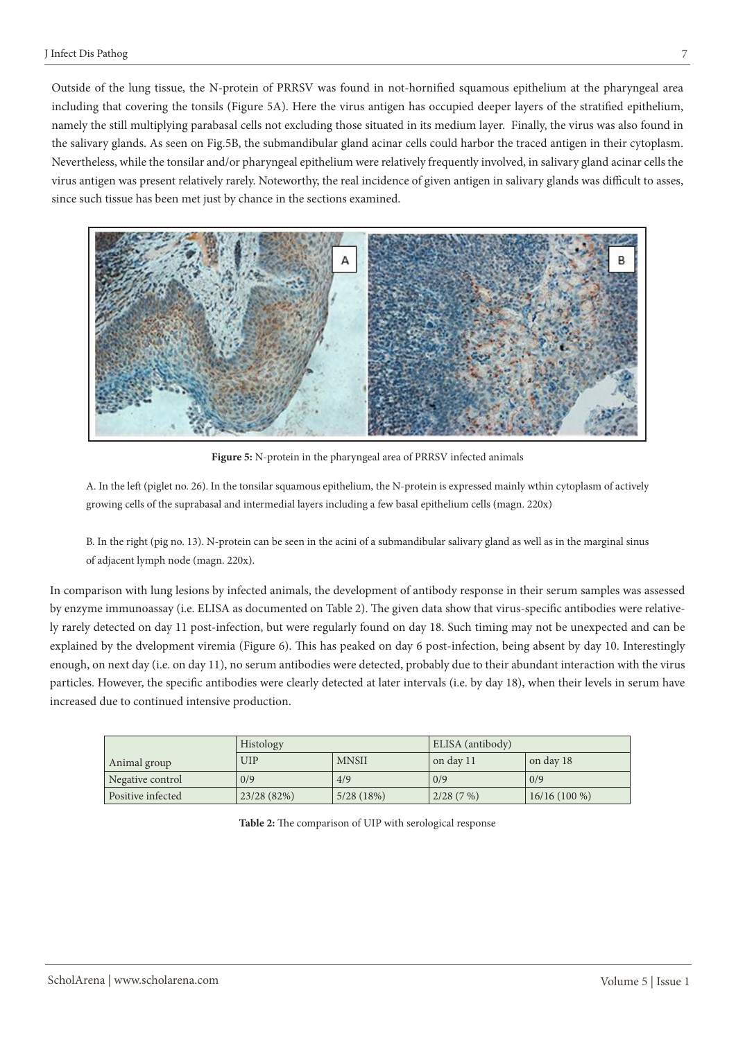Outside of the lung tissue, the N-protein of PRRSV was found in not-hornified squamous epithelium at the pharyngeal area including that covering the tonsils (Figure 5A). Here the virus antigen has occupied deeper layers of the stratified epithelium, namely the still multiplying parabasal cells not excluding those situated in its medium layer. Finally, the virus was also found in the salivary glands. As seen on Fig.5B, the submandibular gland acinar cells could harbor the traced antigen in their cytoplasm. Nevertheless, while the tonsilar and/or pharyngeal epithelium were relatively frequently involved, in salivary gland acinar cells the virus antigen was present relatively rarely. Noteworthy, the real incidence of given antigen in salivary glands was difficult to asses, since such tissue has been met just by chance in the sections examined.

**Figure 5:** N-protein in the pharyngeal area of PRRSV infected animals

A. In the left (piglet no. 26). In the tonsilar squamous epithelium, the N-protein is expressed mainly wthin cytoplasm of actively growing cells of the suprabasal and intermedial layers including a few basal epithelium cells (magn. 220x)

B. In the right (pig no. 13). N-protein can be seen in the acini of a submandibular salivary gland as well as in the marginal sinus of adjacent lymph node (magn. 220x).

In comparison with lung lesions by infected animals, the development of antibody response in their serum samples was assessed by enzyme immunoassay (i.e. ELISA as documented on Table 2). The given data show that virus-specific antibodies were relatively rarely detected on day 11 post-infection, but were regularly found on day 18. Such timing may not be unexpected and can be explained by the dvelopment viremia (Figure 6). This has peaked on day 6 post-infection, being absent by day 10. Interestingly enough, on next day (i.e. on day 11), no serum antibodies were detected, probably due to their abundant interaction with the virus particles. However, the specific antibodies were clearly detected at later intervals (i.e. by day 18), when their levels in serum have increased due to continued intensive production.

| Animal group | Histology | | ELISA (antibody) | |
|---|---|---|---|---|
| | UIP | MNSII | on day 11 | on day 18 |
| Negative control | 0/9 | 4/9 | 0/9 | 0/9 |
| Positive infected | 23/28 (82%) | 5/28 (18%) | 2/28 (7 %) | 16/16 (100 %) |

**Table 2:** The comparison of UIP with serological response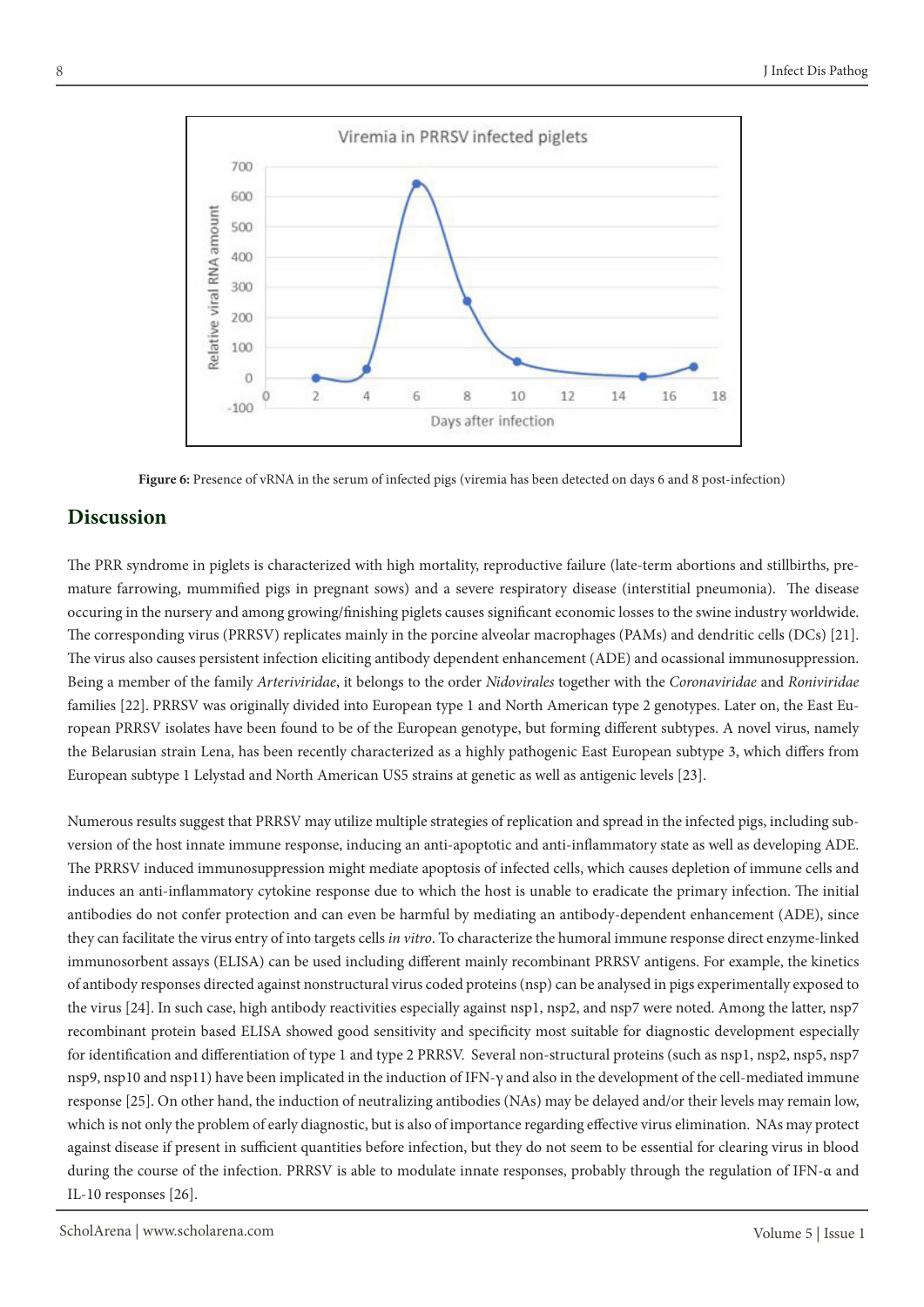Figure 6: Presence of vRNA in the serum of infected pigs (viremia has been detected on days 6 and 8 post-infection)

## Discussion

The PRR syndrome in piglets is characterized with high mortality, reproductive failure (late-term abortions and stillbirths, premature farrowing, mummified pigs in pregnant sows) and a severe respiratory disease (interstitial pneumonia). The disease occuring in the nursery and among growing/finishing piglets causes significant economic losses to the swine industry worldwide. The corresponding virus (PRRSV) replicates mainly in the porcine alveolar macrophages (PAMs) and dendritic cells (DCs) [21]. The virus also causes persistent infection eliciting antibody dependent enhancement (ADE) and ocassional immunosuppression. Being a member of the family *Arteriviridae*, it belongs to the order *Nidovirales* together with the *Coronaviridae* and *Roniviridae* families [22]. PRRSV was originally divided into European type 1 and North American type 2 genotypes. Later on, the East European PRRSV isolates have been found to be of the European genotype, but forming different subtypes. A novel virus, namely the Belarusian strain Lena, has been recently characterized as a highly pathogenic East European subtype 3, which differs from European subtype 1 Lelystad and North American US5 strains at genetic as well as antigenic levels [23].

Numerous results suggest that PRRSV may utilize multiple strategies of replication and spread in the infected pigs, including subversion of the host innate immune response, inducing an anti-apoptotic and anti-inflammatory state as well as developing ADE. The PRRSV induced immunosuppression might mediate apoptosis of infected cells, which causes depletion of immune cells and induces an anti-inflammatory cytokine response due to which the host is unable to eradicate the primary infection. The initial antibodies do not confer protection and can even be harmful by mediating an antibody-dependent enhancement (ADE), since they can facilitate the virus entry of into targets cells *in vitro*. To characterize the humoral immune response direct enzyme-linked immunosorbent assays (ELISA) can be used including different mainly recombinant PRRSV antigens. For example, the kinetics of antibody responses directed against nonstructural virus coded proteins (nsp) can be analysed in pigs experimentally exposed to the virus [24]. In such case, high antibody reactivities especially against nsp1, nsp2, and nsp7 were noted. Among the latter, nsp7 recombinant protein based ELISA showed good sensitivity and specificity most suitable for diagnostic development especially for identification and differentiation of type 1 and type 2 PRRSV. Several non-structural proteins (such as nsp1, nsp2, nsp5, nsp7 nsp9, nsp10 and nsp11) have been implicated in the induction of IFN-γ and also in the development of the cell-mediated immune response [25]. On other hand, the induction of neutralizing antibodies (NAs) may be delayed and/or their levels may remain low, which is not only the problem of early diagnostic, but is also of importance regarding effective virus elimination. NAs may protect against disease if present in sufficient quantities before infection, but they do not seem to be essential for clearing virus in blood during the course of the infection. PRRSV is able to modulate innate responses, probably through the regulation of IFN-α and IL-10 responses [26].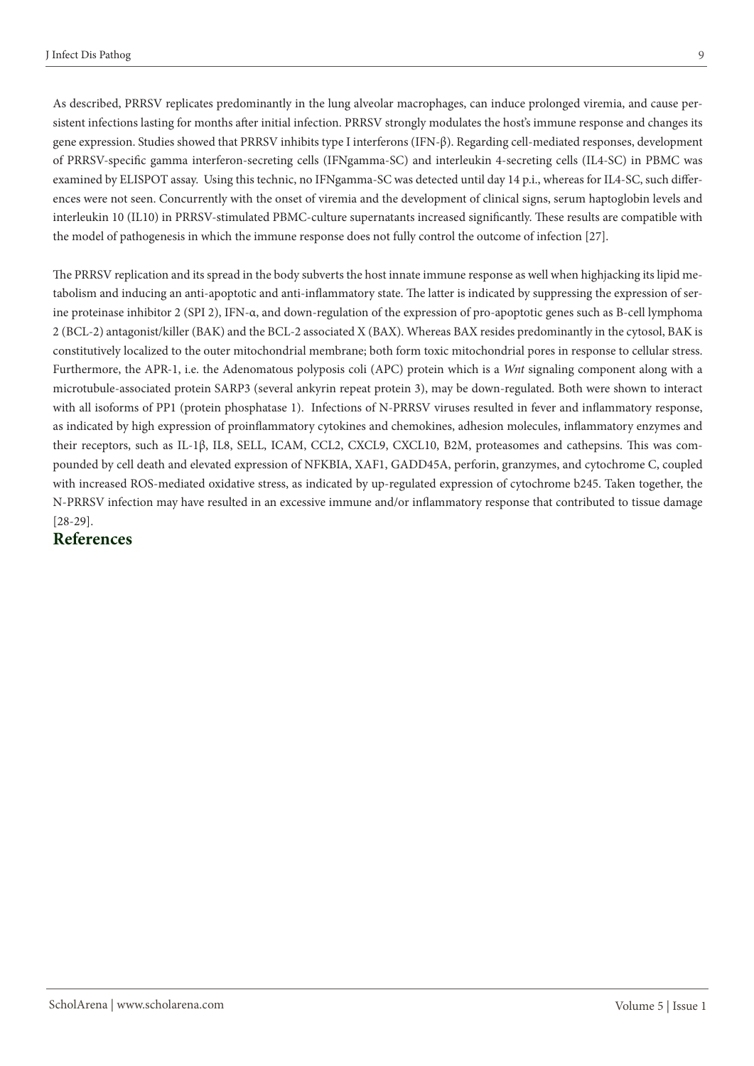As described, PRRSV replicates predominantly in the lung alveolar macrophages, can induce prolonged viremia, and cause persistent infections lasting for months after initial infection. PRRSV strongly modulates the host's immune response and changes its gene expression. Studies showed that PRRSV inhibits type I interferons (IFN-β). Regarding cell-mediated responses, development of PRRSV-specific gamma interferon-secreting cells (IFNgamma-SC) and interleukin 4-secreting cells (IL4-SC) in PBMC was examined by ELISPOT assay. Using this technic, no IFNgamma-SC was detected until day 14 p.i., whereas for IL4-SC, such differences were not seen. Concurrently with the onset of viremia and the development of clinical signs, serum haptoglobin levels and interleukin 10 (IL10) in PRRSV-stimulated PBMC-culture supernatants increased significantly. These results are compatible with the model of pathogenesis in which the immune response does not fully control the outcome of infection [27].

The PRRSV replication and its spread in the body subverts the host innate immune response as well when highjacking its lipid metabolism and inducing an anti-apoptotic and anti-inflammatory state. The latter is indicated by suppressing the expression of serine proteinase inhibitor 2 (SPI 2), IFN-α, and down-regulation of the expression of pro-apoptotic genes such as B-cell lymphoma 2 (BCL-2) antagonist/killer (BAK) and the BCL-2 associated X (BAX). Whereas BAX resides predominantly in the cytosol, BAK is constitutively localized to the outer mitochondrial membrane; both form toxic mitochondrial pores in response to cellular stress. Furthermore, the APR-1, i.e. the Adenomatous polyposis coli (APC) protein which is a *Wnt* signaling component along with a microtubule-associated protein SARP3 (several ankyrin repeat protein 3), may be down-regulated. Both were shown to interact with all isoforms of PP1 (protein phosphatase 1). Infections of N-PRRSV viruses resulted in fever and inflammatory response, as indicated by high expression of proinflammatory cytokines and chemokines, adhesion molecules, inflammatory enzymes and their receptors, such as IL-1β, IL8, SELL, ICAM, CCL2, CXCL9, CXCL10, B2M, proteasomes and cathepsins. This was compounded by cell death and elevated expression of NFKBIA, XAF1, GADD45A, perforin, granzymes, and cytochrome C, coupled with increased ROS-mediated oxidative stress, as indicated by up-regulated expression of cytochrome b245. Taken together, the N-PRRSV infection may have resulted in an excessive immune and/or inflammatory response that contributed to tissue damage [28-29].

## References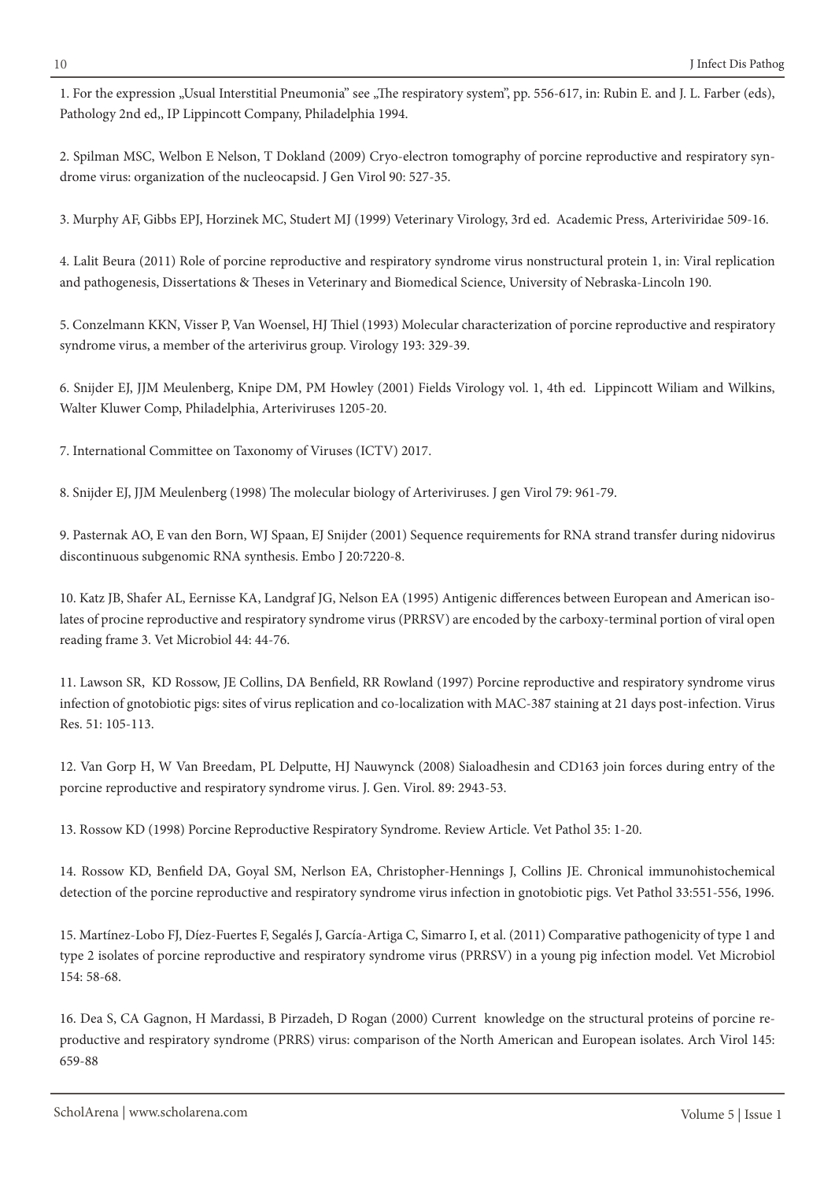1. For the expression „Usual Interstitial Pneumonia" see „The respiratory system", pp. 556-617, in: Rubin E. and J. L. Farber (eds), Pathology 2nd ed,, IP Lippincott Company, Philadelphia 1994.

2. Spilman MSC, Welbon E Nelson, T Dokland (2009) Cryo-electron tomography of porcine reproductive and respiratory syndrome virus: organization of the nucleocapsid. J Gen Virol 90: 527-35.

3. Murphy AF, Gibbs EPJ, Horzinek MC, Studert MJ (1999) Veterinary Virology, 3rd ed. Academic Press, Arteriviridae 509-16.

4. Lalit Beura (2011) Role of porcine reproductive and respiratory syndrome virus nonstructural protein 1, in: Viral replication and pathogenesis, Dissertations & Theses in Veterinary and Biomedical Science, University of Nebraska-Lincoln 190.

5. Conzelmann KKN, Visser P, Van Woensel, HJ Thiel (1993) Molecular characterization of porcine reproductive and respiratory syndrome virus, a member of the arterivirus group. Virology 193: 329-39.

6. Snijder EJ, JJM Meulenberg, Knipe DM, PM Howley (2001) Fields Virology vol. 1, 4th ed. Lippincott Wiliam and Wilkins, Walter Kluwer Comp, Philadelphia, Arteriviruses 1205-20.

7. International Committee on Taxonomy of Viruses (ICTV) 2017.

8. Snijder EJ, JJM Meulenberg (1998) The molecular biology of Arteriviruses. J gen Virol 79: 961-79.

9. Pasternak AO, E van den Born, WJ Spaan, EJ Snijder (2001) Sequence requirements for RNA strand transfer during nidovirus discontinuous subgenomic RNA synthesis. Embo J 20:7220-8.

10. Katz JB, Shafer AL, Eernisse KA, Landgraf JG, Nelson EA (1995) Antigenic differences between European and American isolates of procine reproductive and respiratory syndrome virus (PRRSV) are encoded by the carboxy-terminal portion of viral open reading frame 3. Vet Microbiol 44: 44-76.

11. Lawson SR, KD Rossow, JE Collins, DA Benfield, RR Rowland (1997) Porcine reproductive and respiratory syndrome virus infection of gnotobiotic pigs: sites of virus replication and co-localization with MAC-387 staining at 21 days post-infection. Virus Res. 51: 105-113.

12. Van Gorp H, W Van Breedam, PL Delputte, HJ Nauwynck (2008) Sialoadhesin and CD163 join forces during entry of the porcine reproductive and respiratory syndrome virus. J. Gen. Virol. 89: 2943-53.

13. Rossow KD (1998) Porcine Reproductive Respiratory Syndrome. Review Article. Vet Pathol 35: 1-20.

14. Rossow KD, Benfield DA, Goyal SM, Nerlson EA, Christopher-Hennings J, Collins JE. Chronical immunohistochemical detection of the porcine reproductive and respiratory syndrome virus infection in gnotobiotic pigs. Vet Pathol 33:551-556, 1996.

15. Martínez-Lobo FJ, Díez-Fuertes F, Segalés J, García-Artiga C, Simarro I, et al. (2011) Comparative pathogenicity of type 1 and type 2 isolates of porcine reproductive and respiratory syndrome virus (PRRSV) in a young pig infection model. Vet Microbiol 154: 58-68.

16. Dea S, CA Gagnon, H Mardassi, B Pirzadeh, D Rogan (2000) Current knowledge on the structural proteins of porcine reproductive and respiratory syndrome (PRRS) virus: comparison of the North American and European isolates. Arch Virol 145: 659-88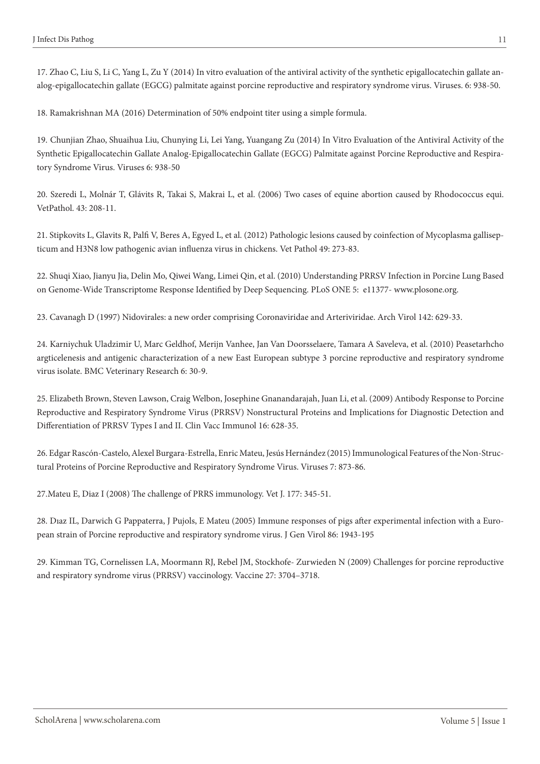17. Zhao C, Liu S, Li C, Yang L, Zu Y (2014) In vitro evaluation of the antiviral activity of the synthetic epigallocatechin gallate analog-epigallocatechin gallate (EGCG) palmitate against porcine reproductive and respiratory syndrome virus. Viruses. 6: 938-50.

18. Ramakrishnan MA (2016) Determination of 50% endpoint titer using a simple formula.

19. Chunjian Zhao, Shuaihua Liu, Chunying Li, Lei Yang, Yuangang Zu (2014) In Vitro Evaluation of the Antiviral Activity of the Synthetic Epigallocatechin Gallate Analog-Epigallocatechin Gallate (EGCG) Palmitate against Porcine Reproductive and Respiratory Syndrome Virus. Viruses 6: 938-50

20. Szeredi L, Molnár T, Glávits R, Takai S, Makrai L, et al. (2006) Two cases of equine abortion caused by Rhodococcus equi. VetPathol. 43: 208-11.

21. Stipkovits L, Glavits R, Palfi V, Beres A, Egyed L, et al. (2012) Pathologic lesions caused by coinfection of Mycoplasma gallisepticum and H3N8 low pathogenic avian influenza virus in chickens. Vet Pathol 49: 273-83.

22. Shuqi Xiao, Jianyu Jia, Delin Mo, Qiwei Wang, Limei Qin, et al. (2010) Understanding PRRSV Infection in Porcine Lung Based on Genome-Wide Transcriptome Response Identified by Deep Sequencing. PLoS ONE 5: e11377- www.plosone.org.

23. Cavanagh D (1997) Nidovirales: a new order comprising Coronaviridae and Arteriviridae. Arch Virol 142: 629-33.

24. Karniychuk Uladzimir U, Marc Geldhof, Merijn Vanhee, Jan Van Doorsselaere, Tamara A Saveleva, et al. (2010) Peasetarhcho argticelenesis and antigenic characterization of a new East European subtype 3 porcine reproductive and respiratory syndrome virus isolate. BMC Veterinary Research 6: 30-9.

25. Elizabeth Brown, Steven Lawson, Craig Welbon, Josephine Gnanandarajah, Juan Li, et al. (2009) Antibody Response to Porcine Reproductive and Respiratory Syndrome Virus (PRRSV) Nonstructural Proteins and Implications for Diagnostic Detection and Differentiation of PRRSV Types I and II. Clin Vacc Immunol 16: 628-35.

26. Edgar Rascón-Castelo, Alexel Burgara-Estrella, Enric Mateu, Jesús Hernández (2015) Immunological Features of the Non-Structural Proteins of Porcine Reproductive and Respiratory Syndrome Virus. Viruses 7: 873-86.

27.Mateu E, Diaz I (2008) The challenge of PRRS immunology. Vet J. 177: 345-51.

28. Dıaz IL, Darwich G Pappaterra, J Pujols, E Mateu (2005) Immune responses of pigs after experimental infection with a European strain of Porcine reproductive and respiratory syndrome virus. J Gen Virol 86: 1943-195

29. Kimman TG, Cornelissen LA, Moormann RJ, Rebel JM, Stockhofe- Zurwieden N (2009) Challenges for porcine reproductive and respiratory syndrome virus (PRRSV) vaccinology. Vaccine 27: 3704–3718.